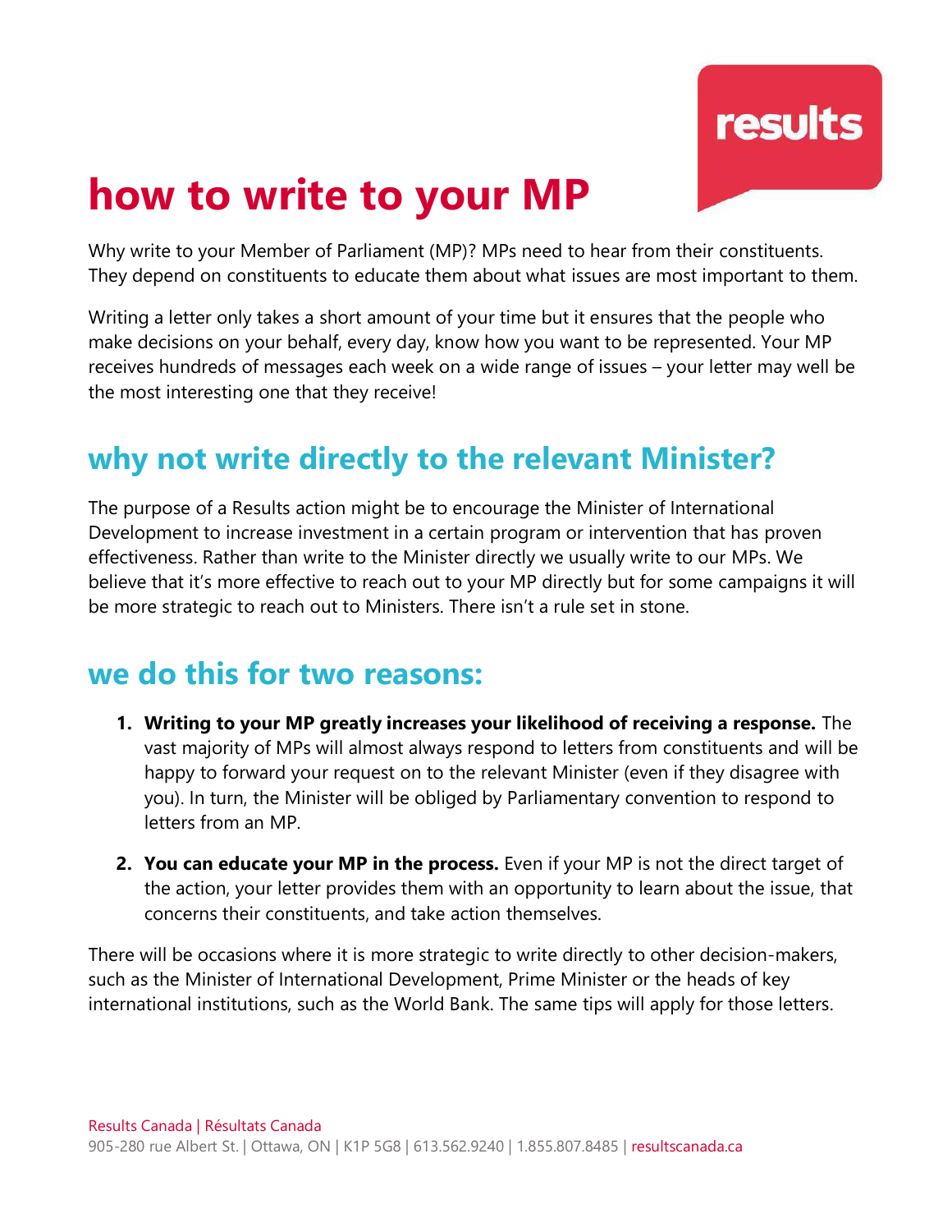results

# how to write to your MP

Why write to your Member of Parliament (MP)? MPs need to hear from their constituents. They depend on constituents to educate them about what issues are most important to them.

Writing a letter only takes a short amount of your time but it ensures that the people who make decisions on your behalf, every day, know how you want to be represented. Your MP receives hundreds of messages each week on a wide range of issues – your letter may well be the most interesting one that they receive!

## why not write directly to the relevant Minister?

The purpose of a Results action might be to encourage the Minister of International Development to increase investment in a certain program or intervention that has proven effectiveness. Rather than write to the Minister directly we usually write to our MPs. We believe that it's more effective to reach out to your MP directly but for some campaigns it will be more strategic to reach out to Ministers. There isn't a rule set in stone.

## we do this for two reasons:

1. **Writing to your MP greatly increases your likelihood of receiving a response.** The vast majority of MPs will almost always respond to letters from constituents and will be happy to forward your request on to the relevant Minister (even if they disagree with you). In turn, the Minister will be obliged by Parliamentary convention to respond to letters from an MP.
2. **You can educate your MP in the process.** Even if your MP is not the direct target of the action, your letter provides them with an opportunity to learn about the issue, that concerns their constituents, and take action themselves.

There will be occasions where it is more strategic to write directly to other decision-makers, such as the Minister of International Development, Prime Minister or the heads of key international institutions, such as the World Bank. The same tips will apply for those letters.

Results Canada | Résultats Canada
905-280 rue Albert St. | Ottawa, ON | K1P 5G8 | 613.562.9240 | 1.855.807.8485 | resultscanada.ca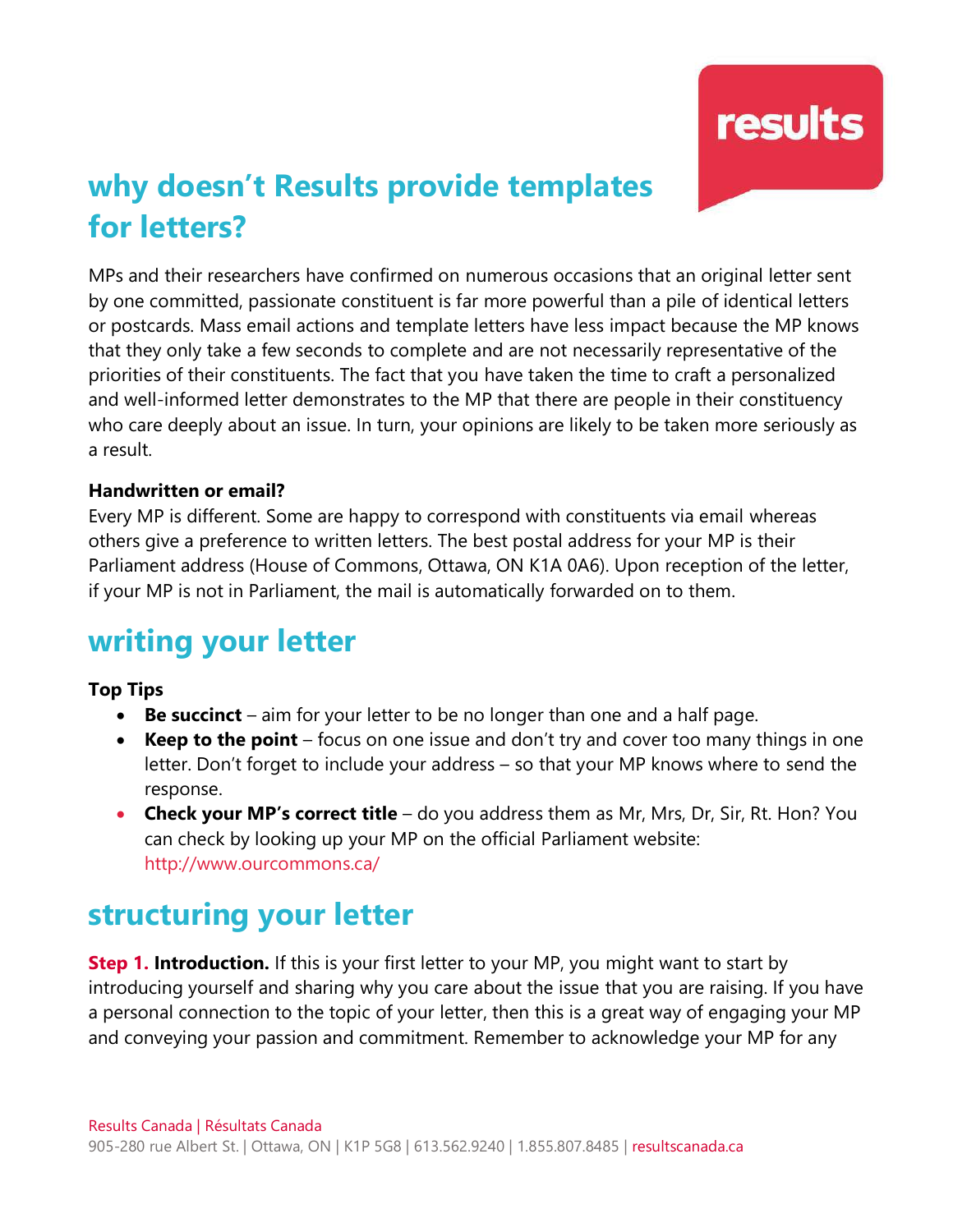## why doesn't Results provide templates for letters?

MPs and their researchers have confirmed on numerous occasions that an original letter sent by one committed, passionate constituent is far more powerful than a pile of identical letters or postcards. Mass email actions and template letters have less impact because the MP knows that they only take a few seconds to complete and are not necessarily representative of the priorities of their constituents. The fact that you have taken the time to craft a personalized and well-informed letter demonstrates to the MP that there are people in their constituency who care deeply about an issue. In turn, your opinions are likely to be taken more seriously as a result.

**Handwritten or email?**

Every MP is different. Some are happy to correspond with constituents via email whereas others give a preference to written letters. The best postal address for your MP is their Parliament address (House of Commons, Ottawa, ON K1A 0A6). Upon reception of the letter, if your MP is not in Parliament, the mail is automatically forwarded on to them.

## writing your letter

**Top Tips**

- **Be succinct** – aim for your letter to be no longer than one and a half page.
- **Keep to the point** – focus on one issue and don't try and cover too many things in one letter. Don't forget to include your address – so that your MP knows where to send the response.
- **Check your MP's correct title** – do you address them as Mr, Mrs, Dr, Sir, Rt. Hon? You can check by looking up your MP on the official Parliament website: http://www.ourcommons.ca/

## structuring your letter

**Step 1. Introduction.** If this is your first letter to your MP, you might want to start by introducing yourself and sharing why you care about the issue that you are raising. If you have a personal connection to the topic of your letter, then this is a great way of engaging your MP and conveying your passion and commitment. Remember to acknowledge your MP for any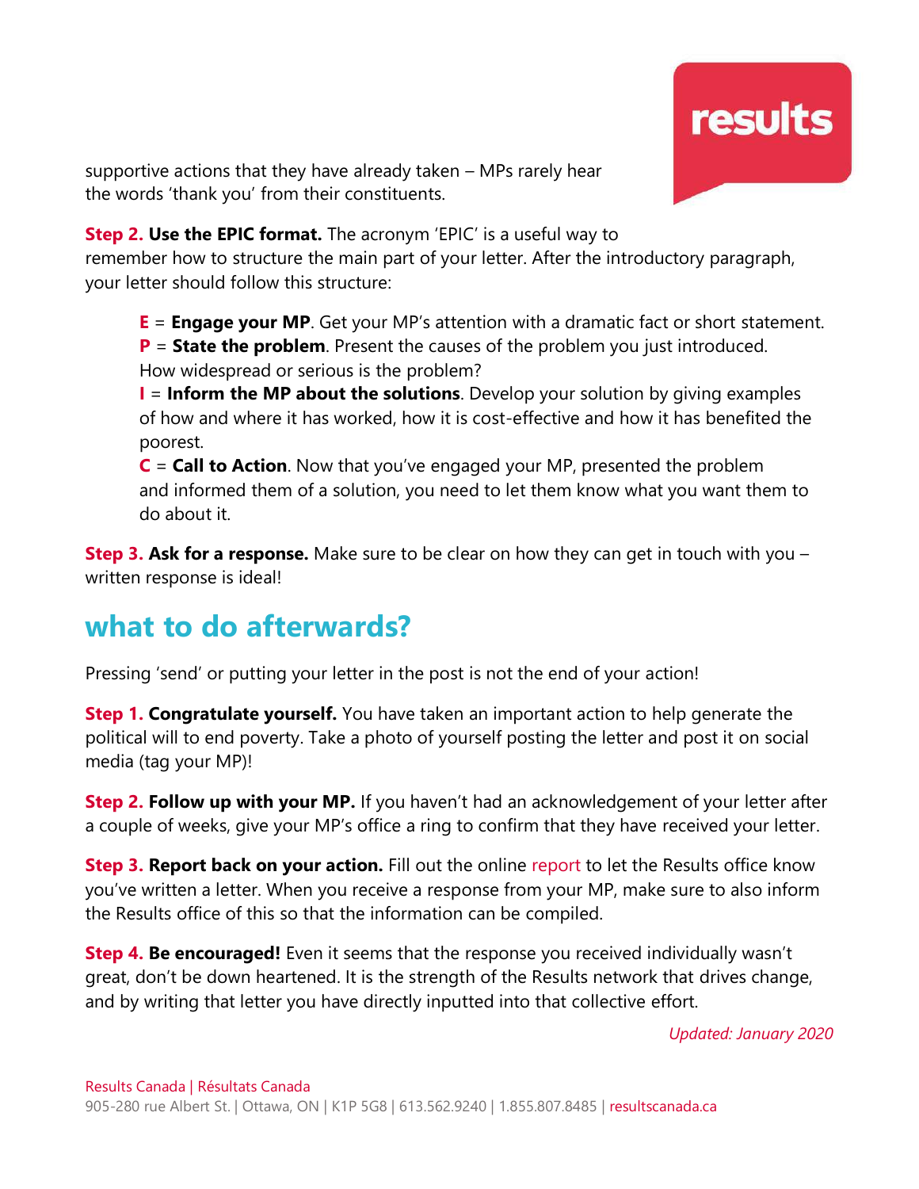supportive actions that they have already taken – MPs rarely hear the words 'thank you' from their constituents.

**Step 2. Use the EPIC format.** The acronym 'EPIC' is a useful way to remember how to structure the main part of your letter. After the introductory paragraph, your letter should follow this structure:

**E** = **Engage your MP**. Get your MP's attention with a dramatic fact or short statement.
**P** = **State the problem**. Present the causes of the problem you just introduced. How widespread or serious is the problem?
**I** = **Inform the MP about the solutions**. Develop your solution by giving examples of how and where it has worked, how it is cost-effective and how it has benefited the poorest.
**C** = **Call to Action**. Now that you've engaged your MP, presented the problem and informed them of a solution, you need to let them know what you want them to do about it.

**Step 3. Ask for a response.** Make sure to be clear on how they can get in touch with you – written response is ideal!

## what to do afterwards?

Pressing 'send' or putting your letter in the post is not the end of your action!

**Step 1. Congratulate yourself.** You have taken an important action to help generate the political will to end poverty. Take a photo of yourself posting the letter and post it on social media (tag your MP)!

**Step 2. Follow up with your MP.** If you haven't had an acknowledgement of your letter after a couple of weeks, give your MP's office a ring to confirm that they have received your letter.

**Step 3. Report back on your action.** Fill out the online report to let the Results office know you've written a letter. When you receive a response from your MP, make sure to also inform the Results office of this so that the information can be compiled.

**Step 4. Be encouraged!** Even it seems that the response you received individually wasn't great, don't be down heartened. It is the strength of the Results network that drives change, and by writing that letter you have directly inputted into that collective effort.

*Updated: January 2020*

Results Canada | Résultats Canada
905-280 rue Albert St. | Ottawa, ON | K1P 5G8 | 613.562.9240 | 1.855.807.8485 | resultscanada.ca